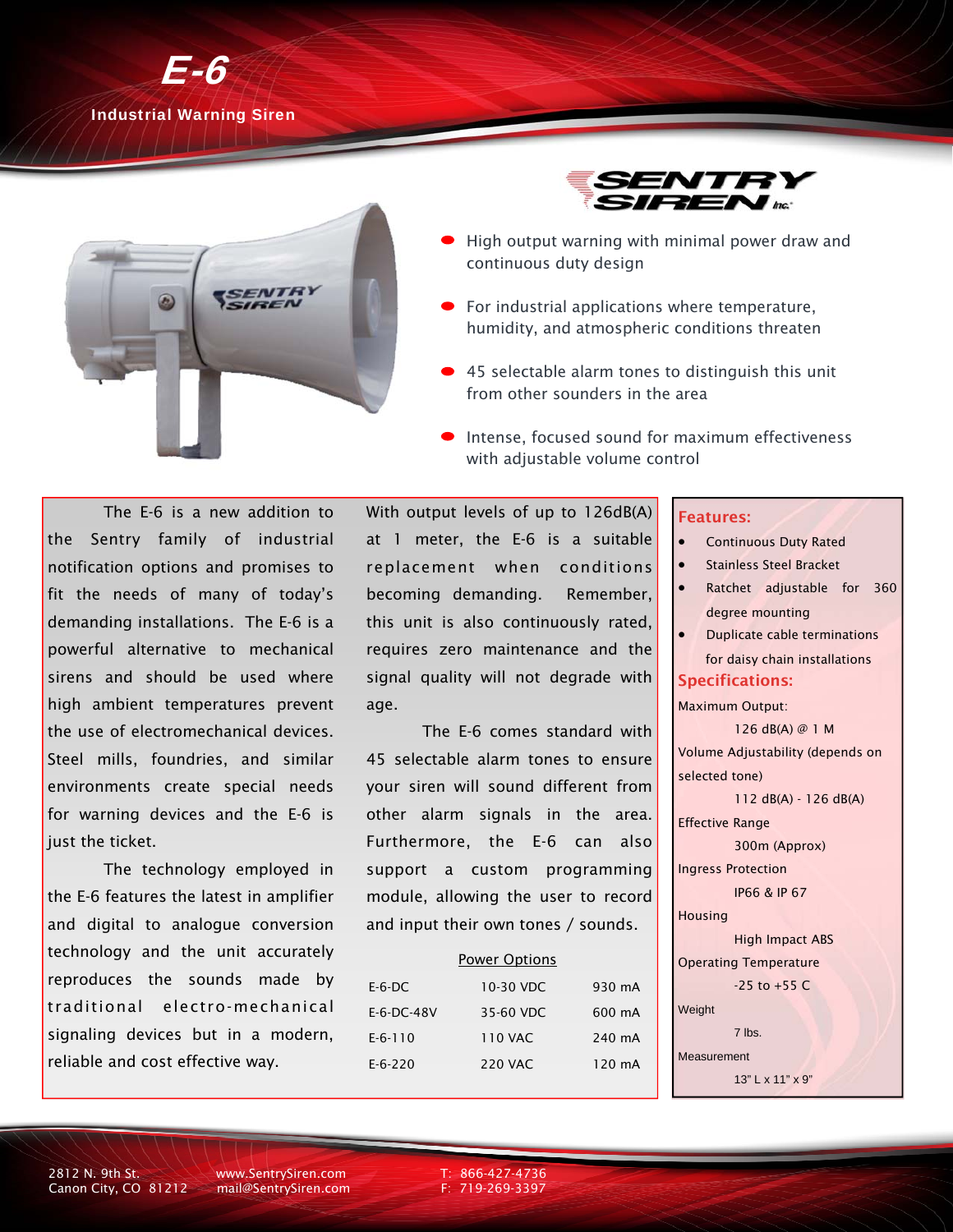# E-6

**Industrial Warning Siren**

- High output warning with minimal power draw and continuous duty design
- For industrial applications where temperature, humidity, and atmospheric conditions threaten
- 45 selectable alarm tones to distinguish this unit from other sounders in the area
- Intense, focused sound for maximum effectiveness with adjustable volume control

The E-6 is a new addition to the Sentry family of industrial notification options and promises to fit the needs of many of today's demanding installations. The E-6 is a powerful alternative to mechanical sirens and should be used where high ambient temperatures prevent the use of electromechanical devices. Steel mills, foundries, and similar environments create special needs for warning devices and the E-6 is just the ticket.

The technology employed in the E-6 features the latest in amplifier and digital to analogue conversion technology and the unit accurately reproduces the sounds made by traditional electro-mechanical signaling devices but in a modern, reliable and cost effective way.

With output levels of up to 126dB(A) at 1 meter, the E-6 is a suitable replacement when conditions becoming demanding. Remember, this unit is also continuously rated, requires zero maintenance and the signal quality will not degrade with age.

The E-6 comes standard with 45 selectable alarm tones to ensure your siren will sound different from other alarm signals in the area. Furthermore, the E-6 can also support a custom programming module, allowing the user to record and input their own tones / sounds.

**Power Options**

| Model | Voltage | Current |
|---|---|---|
| E-6-DC | 10-30 VDC | 930 mA |
| E-6-DC-48V | 35-60 VDC | 600 mA |
| E-6-110 | 110 VAC | 240 mA |
| E-6-220 | 220 VAC | 120 mA |

## Features:

- Continuous Duty Rated
- Stainless Steel Bracket
- Ratchet adjustable for 360 degree mounting
- Duplicate cable terminations for daisy chain installations

## Specifications:

Maximum Output:
126 dB(A) @ 1 M

Volume Adjustability (depends on selected tone)
112 dB(A) - 126 dB(A)

Effective Range
300m (Approx)

Ingress Protection
IP66 & IP 67

Housing
High Impact ABS

Operating Temperature
-25 to +55 C

Weight
7 lbs.

Measurement
13" L x 11" x 9"

2812 N. 9th St.
Canon City, CO 81212

www.SentrySiren.com
mail@SentrySiren.com

T: 866-427-4736
F: 719-269-3397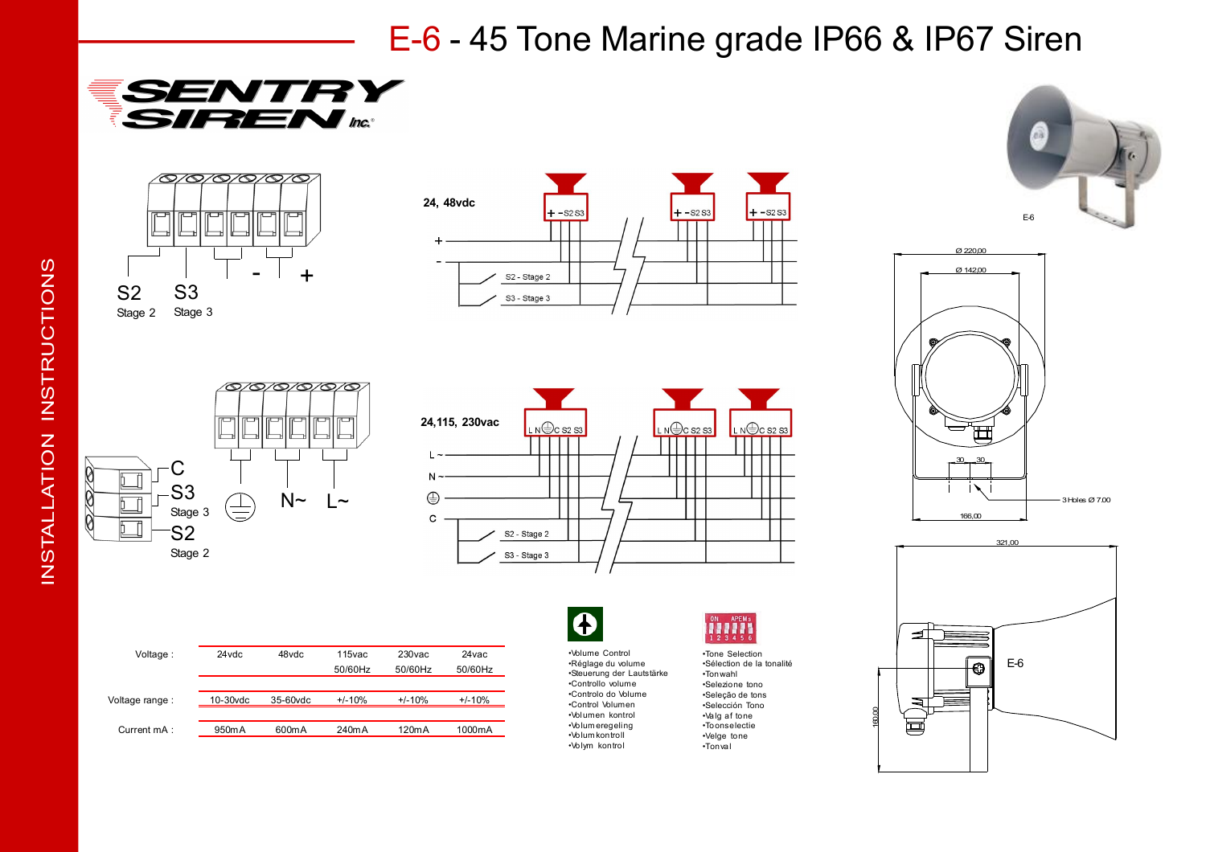# E-6 - 45 Tone Marine grade IP66 & IP67 Siren

SENTRY SIREN Inc.

INSTALLATION INSTRUCTIONS

S2 Stage 2  S3 Stage 3  - +

24, 48vdc

+ - S2 S3

S2 - Stage 2

S3 - Stage 3

C
S3 Stage 3
S2 Stage 2

N~ L~

24,115, 230vac

L N C S2 S3

L ~
N ~
C

S2 - Stage 2

S3 - Stage 3

E-6

Ø 220,00

Ø 142,00

30 30

3 Holes Ø 7,00

166,00

321,00

160,00

E-6

| Voltage : | 24vdc | 48vdc | 115vac 50/60Hz | 230vac 50/60Hz | 24vac 50/60Hz |
|---|---|---|---|---|---|
| Voltage range : | 10-30vdc | 35-60vdc | +/-10% | +/-10% | +/-10% |
| Current mA : | 950mA | 600mA | 240mA | 120mA | 1000mA |

- Volume Control
- Réglage du volume
- Steuerung der Lautstärke
- Controllo volume
- Controlo do Volume
- Control Volumen
- Volumen kontrol
- Volumeregeling
- Volumkontroll
- Volym kontrol

ON APEM 1 2 3 4 5 6

- Tone Selection
- Sélection de la tonalité
- Tonwahl
- Selezione tono
- Seleção de tons
- Selección Tono
- Valg af tone
- Toonselectie
- Velge tone
- Tonval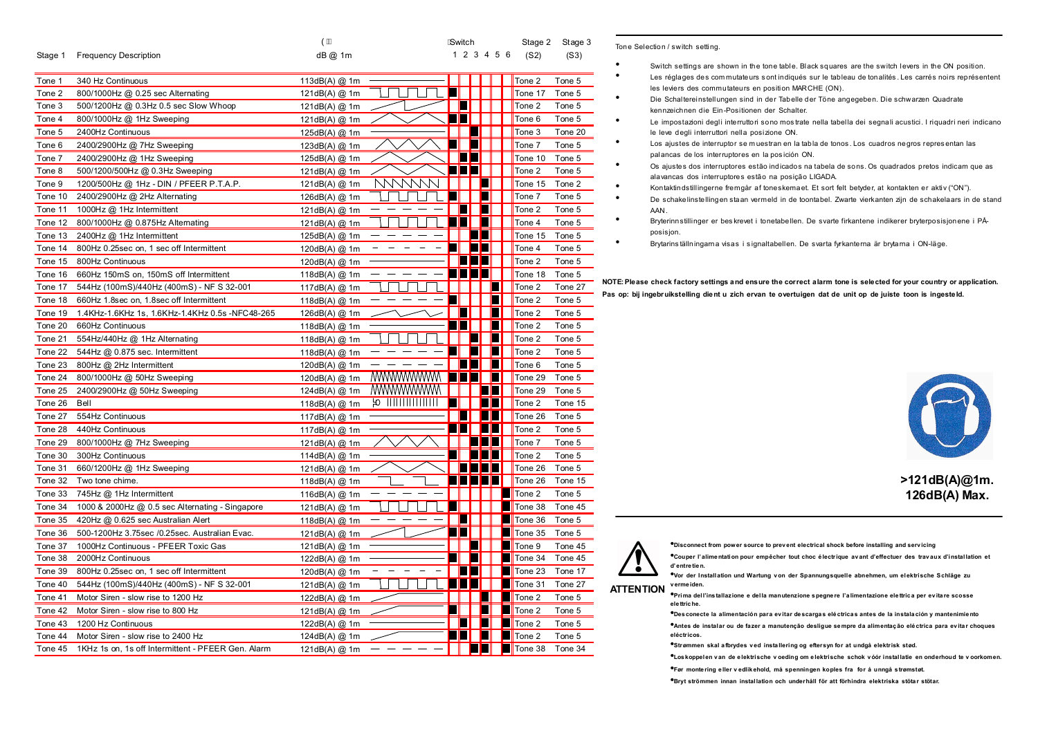| Stage 1 | Frequency Description | dB @ 1m | Switch 1 | 2 | 3 | 4 | 5 | 6 | Stage 2 (S2) | Stage 3 (S3) |
|---|---|---|---|---|---|---|---|---|---|---|
| Tone 1 | 340 Hz Continuous | 113dB(A) @ 1m | | | | | | | Tone 2 | Tone 5 |
| Tone 2 | 800/1000Hz @ 0.25 sec Alternating | 121dB(A) @ 1m | ■ | | | | | | Tone 17 | Tone 5 |
| Tone 3 | 500/1200Hz @ 0.3Hz 0.5 sec Slow Whoop | 121dB(A) @ 1m | | ■ | | | | | Tone 2 | Tone 5 |
| Tone 4 | 800/1000Hz @ 1Hz Sweeping | 121dB(A) @ 1m | ■ | ■ | | | | | Tone 6 | Tone 5 |
| Tone 5 | 2400Hz Continuous | 125dB(A) @ 1m | | | ■ | | | | Tone 3 | Tone 20 |
| Tone 6 | 2400/2900Hz @ 7Hz Sweeping | 123dB(A) @ 1m | ■ | | ■ | | | | Tone 7 | Tone 5 |
| Tone 7 | 2400/2900Hz @ 1Hz Sweeping | 125dB(A) @ 1m | | ■ | ■ | | | | Tone 10 | Tone 5 |
| Tone 8 | 500/1200/500Hz @ 0.3Hz Sweeping | 121dB(A) @ 1m | ■ | ■ | ■ | | | | Tone 2 | Tone 5 |
| Tone 9 | 1200/500Hz @ 1Hz - DIN / PFEER P.T.A.P. | 121dB(A) @ 1m | | | | ■ | | | Tone 15 | Tone 2 |
| Tone 10 | 2400/2900Hz @ 2Hz Alternating | 126dB(A) @ 1m | ■ | | | ■ | | | Tone 7 | Tone 5 |
| Tone 11 | 1000Hz @ 1Hz Intermittent | 121dB(A) @ 1m | | ■ | | ■ | | | Tone 2 | Tone 5 |
| Tone 12 | 800/1000Hz @ 0.875Hz Alternating | 121dB(A) @ 1m | ■ | ■ | | ■ | | | Tone 4 | Tone 5 |
| Tone 13 | 2400Hz @ 1Hz Intermittent | 125dB(A) @ 1m | | | ■ | ■ | | | Tone 15 | Tone 5 |
| Tone 14 | 800Hz 0.25sec on, 1 sec off Intermittent | 120dB(A) @ 1m | ■ | | ■ | ■ | | | Tone 4 | Tone 5 |
| Tone 15 | 800Hz Continuous | 120dB(A) @ 1m | | ■ | ■ | ■ | | | Tone 2 | Tone 5 |
| Tone 16 | 660Hz 150mS on, 150mS off Intermittent | 118dB(A) @ 1m | ■ | ■ | ■ | ■ | | | Tone 18 | Tone 5 |
| Tone 17 | 544Hz (100mS)/440Hz (400mS) - NF S 32-001 | 117dB(A) @ 1m | | | | | ■ | | Tone 2 | Tone 27 |
| Tone 18 | 660Hz 1.8sec on, 1.8sec off Intermittent | 118dB(A) @ 1m | ■ | | | | ■ | | Tone 2 | Tone 5 |
| Tone 19 | 1.4KHz-1.6KHz 1s, 1.6KHz-1.4KHz 0.5s -NFC48-265 | 126dB(A) @ 1m | | ■ | | | ■ | | Tone 2 | Tone 5 |
| Tone 20 | 660Hz Continuous | 118dB(A) @ 1m | ■ | ■ | | | ■ | | Tone 2 | Tone 5 |
| Tone 21 | 554Hz/440Hz @ 1Hz Alternating | 118dB(A) @ 1m | | | ■ | | ■ | | Tone 2 | Tone 5 |
| Tone 22 | 544Hz @ 0.875 sec. Intermittent | 118dB(A) @ 1m | ■ | | ■ | | ■ | | Tone 2 | Tone 5 |
| Tone 23 | 800Hz @ 2Hz Intermittent | 120dB(A) @ 1m | | ■ | ■ | | ■ | | Tone 6 | Tone 5 |
| Tone 24 | 800/1000Hz @ 50Hz Sweeping | 120dB(A) @ 1m | ■ | ■ | ■ | | ■ | | Tone 29 | Tone 5 |
| Tone 25 | 2400/2900Hz @ 50Hz Sweeping | 124dB(A) @ 1m | | | | ■ | ■ | | Tone 29 | Tone 5 |
| Tone 26 | Bell | 118dB(A) @ 1m | ■ | | | ■ | ■ | | Tone 2 | Tone 15 |
| Tone 27 | 554Hz Continuous | 117dB(A) @ 1m | | ■ | | ■ | ■ | | Tone 26 | Tone 5 |
| Tone 28 | 440Hz Continuous | 117dB(A) @ 1m | ■ | ■ | | ■ | ■ | | Tone 2 | Tone 5 |
| Tone 29 | 800/1000Hz @ 7Hz Sweeping | 121dB(A) @ 1m | | | ■ | ■ | ■ | | Tone 7 | Tone 5 |
| Tone 30 | 300Hz Continuous | 114dB(A) @ 1m | ■ | | ■ | ■ | ■ | | Tone 2 | Tone 5 |
| Tone 31 | 660/1200Hz @ 1Hz Sweeping | 121dB(A) @ 1m | | ■ | ■ | ■ | ■ | | Tone 26 | Tone 5 |
| Tone 32 | Two tone chime. | 118dB(A) @ 1m | ■ | ■ | ■ | ■ | ■ | | Tone 26 | Tone 15 |
| Tone 33 | 745Hz @ 1Hz Intermittent | 116dB(A) @ 1m | | | | | | ■ | Tone 2 | Tone 5 |
| Tone 34 | 1000 & 2000Hz @ 0.5 sec Alternating - Singapore | 121dB(A) @ 1m | ■ | | | | | ■ | Tone 38 | Tone 45 |
| Tone 35 | 420Hz @ 0.625 sec Australian Alert | 118dB(A) @ 1m | | ■ | | | | ■ | Tone 36 | Tone 5 |
| Tone 36 | 500-1200Hz 3.75sec /0.25sec. Australian Evac. | 121dB(A) @ 1m | ■ | ■ | | | | ■ | Tone 35 | Tone 5 |
| Tone 37 | 1000Hz Continuous - PFEER Toxic Gas | 121dB(A) @ 1m | | | ■ | | | ■ | Tone 9 | Tone 45 |
| Tone 38 | 2000Hz Continuous | 122dB(A) @ 1m | ■ | | ■ | | | ■ | Tone 34 | Tone 45 |
| Tone 39 | 800Hz 0.25sec on, 1 sec off Intermittent | 120dB(A) @ 1m | | ■ | ■ | | | ■ | Tone 23 | Tone 17 |
| Tone 40 | 544Hz (100mS)/440Hz (400mS) - NF S 32-001 | 121dB(A) @ 1m | ■ | ■ | ■ | | | ■ | Tone 31 | Tone 27 |
| Tone 41 | Motor Siren - slow rise to 1200 Hz | 122dB(A) @ 1m | | | | ■ | | ■ | Tone 2 | Tone 5 |
| Tone 42 | Motor Siren - slow rise to 800 Hz | 121dB(A) @ 1m | ■ | | | ■ | | ■ | Tone 2 | Tone 5 |
| Tone 43 | 1200 Hz Continuous | 122dB(A) @ 1m | | ■ | | ■ | | ■ | Tone 2 | Tone 5 |
| Tone 44 | Motor Siren - slow rise to 2400 Hz | 124dB(A) @ 1m | ■ | ■ | | ■ | | ■ | Tone 2 | Tone 5 |
| Tone 45 | 1KHz 1s on, 1s off Intermittent - PFEER Gen. Alarm | 121dB(A) @ 1m | | | ■ | ■ | | ■ | Tone 38 | Tone 34 |

Tone Selection / switch setting.

- Switch settings are shown in the tone table. Black squares are the switch levers in the ON position.
- Les réglages des commutateurs sont indiqués sur le tableau de tonalités. Les carrés noirs représentent les leviers des commutateurs en position MARCHE (ON).
- Die Schaltereinstellungen sind in der Tabelle der Töne angegeben. Die schwarzen Quadrate kennzeichnen die Ein-Positionen der Schalter.
- Le impostazioni degli interruttori sono mostrate nella tabella dei segnali acustici. I riquadri neri indicano le leve degli interruttori nella posizione ON.
- Los ajustes de interruptor se muestran en la tabla de tonos. Los cuadros negros representan las palancas de los interruptores en la posición ON.
- Os ajustes dos interruptores estão indicados na tabela de sons. Os quadrados pretos indicam que as alavancas dos interruptores estão na posição LIGADA.
- Kontaktindstillingerne fremgår af toneskemaet. Et sort felt betyder, at kontakten er aktiv ("ON").
- De schakelinstellingen staan vermeld in de toontabel. Zwarte vierkanten zijn de schakelaars in de stand AAN.
- Bryterinnstillinger er beskrevet i tonetabellen. De svarte firkantene indikerer bryterposisjonene i PÅ-posisjon.
- Brytarinställningarna visas i signaltabellen. De svarta fyrkanterna är brytarna i ON-läge.

**NOTE: Please check factory settings and ensure the correct alarm tone is selected for your country or application.**

**Pas op: bij ingebruikstelling dient u zich ervan te overtuigen dat de unit op de juiste toon is ingesteld.**

**>121dB(A)@1m.**
**126dB(A) Max.**

**ATTENTION**

- **Disconnect from power source to prevent electrical shock before installing and servicing**
- **Couper l'alimentation pour empêcher tout choc électrique avant d'effectuer des travaux d'installation et d'entretien.**
- **Vor der Installation und Wartung von der Spannungsquelle abnehmen, um elektrische Schläge zu vermeiden.**
- **Prima dell'installazione e della manutenzione spegnere l'alimentazione elettrica per evitare scosse elettriche.**
- **Desconecte la alimentación para evitar descargas eléctricas antes de la instalación y mantenimiento**
- **Antes de instalar ou de fazer a manutenção desligue sempre da alimentação eléctrica para evitar choques eléctricos.**
- **Strømmen skal afbrydes ved installering og eftersyn for at undgå elektrisk stød.**
- **Loskoppelen van de elektrische voeding om elektrische schok vóór installatie en onderhoud te voorkomen.**
- **Før montering eller vedlikehold, må spenningen koples fra for å unngå strømstøt.**
- **Bryt strömmen innan installation och underhåll för att förhindra elektriska stötar stötar.**